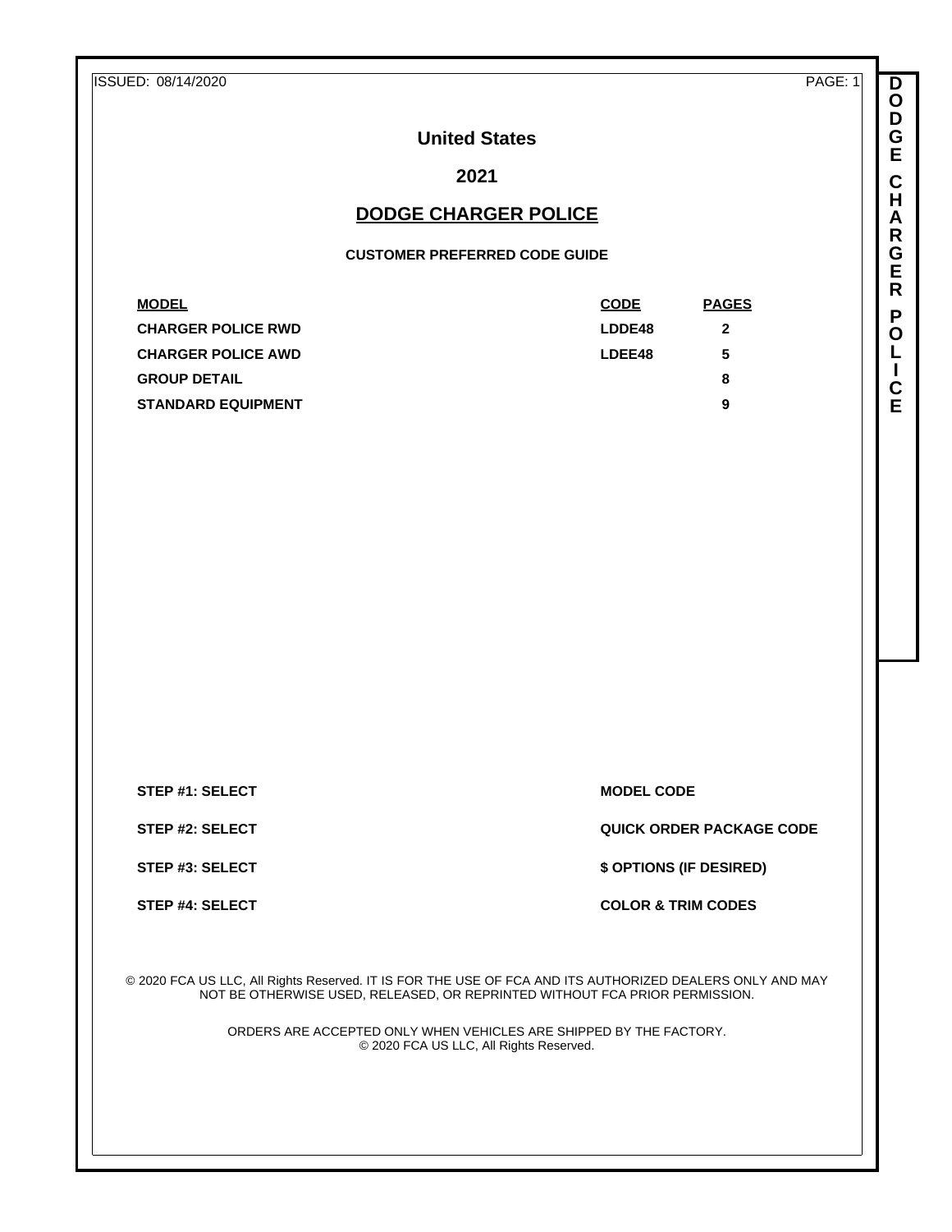ISSUED: 08/14/2020

# United States

## 2021

## DODGE CHARGER POLICE

### CUSTOMER PREFERRED CODE GUIDE

| MODEL | CODE | PAGES |
|---|---|---|
| CHARGER POLICE RWD | LDDE48 | 2 |
| CHARGER POLICE AWD | LDEE48 | 5 |
| GROUP DETAIL | | 8 |
| STANDARD EQUIPMENT | | 9 |

| | |
|---|---|
| **STEP #1: SELECT** | **MODEL CODE** |
| **STEP #2: SELECT** | **QUICK ORDER PACKAGE CODE** |
| **STEP #3: SELECT** | **$ OPTIONS (IF DESIRED)** |
| **STEP #4: SELECT** | **COLOR & TRIM CODES** |

© 2020 FCA US LLC, All Rights Reserved. IT IS FOR THE USE OF FCA AND ITS AUTHORIZED DEALERS ONLY AND MAY NOT BE OTHERWISE USED, RELEASED, OR REPRINTED WITHOUT FCA PRIOR PERMISSION.

ORDERS ARE ACCEPTED ONLY WHEN VEHICLES ARE SHIPPED BY THE FACTORY.
© 2020 FCA US LLC, All Rights Reserved.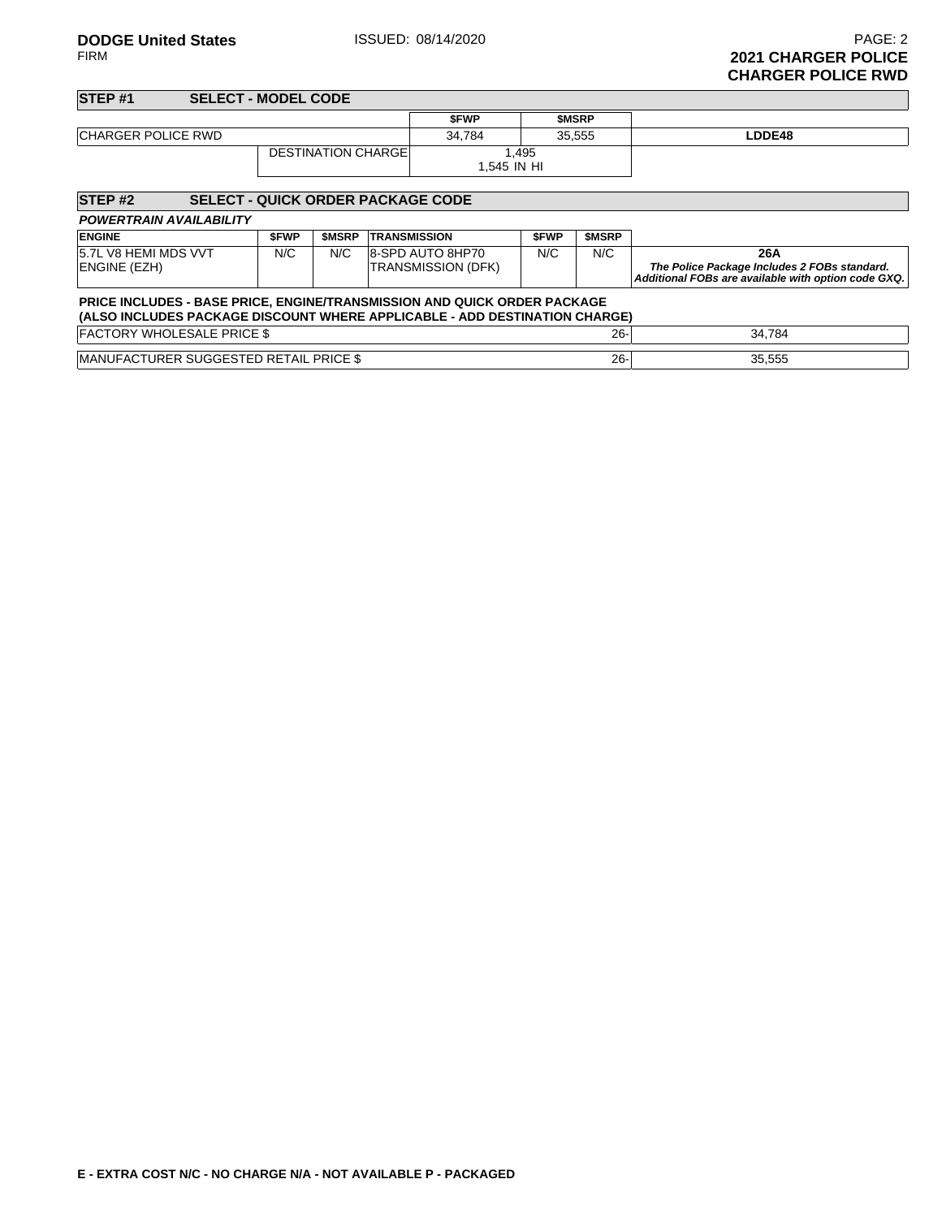**DODGE United States**
FIRM

ISSUED: 08/14/2020

**2021 CHARGER POLICE**
**CHARGER POLICE RWD**

## STEP #1 SELECT - MODEL CODE

| | | $FWP | $MSRP | |
|---|---|---|---|---|
| CHARGER POLICE RWD | | 34,784 | 35,555 | **LDDE48** |
| | DESTINATION CHARGE | 1,495<br>1,545 IN HI | | |

## STEP #2 SELECT - QUICK ORDER PACKAGE CODE

***POWERTRAIN AVAILABILITY***

| ENGINE | $FWP | $MSRP | TRANSMISSION | $FWP | $MSRP | |
|---|---|---|---|---|---|---|
| 5.7L V8 HEMI MDS VVT ENGINE (EZH) | N/C | N/C | 8-SPD AUTO 8HP70 TRANSMISSION (DFK) | N/C | N/C | **26A**<br>***The Police Package Includes 2 FOBs standard. Additional FOBs are available with option code GXQ.*** |

**PRICE INCLUDES - BASE PRICE, ENGINE/TRANSMISSION AND QUICK ORDER PACKAGE**
**(ALSO INCLUDES PACKAGE DISCOUNT WHERE APPLICABLE - ADD DESTINATION CHARGE)**

| | | |
|---|---|---|
| FACTORY WHOLESALE PRICE $ | 26- | 34,784 |
| MANUFACTURER SUGGESTED RETAIL PRICE $ | 26- | 35,555 |

**E - EXTRA COST N/C - NO CHARGE N/A - NOT AVAILABLE P - PACKAGED**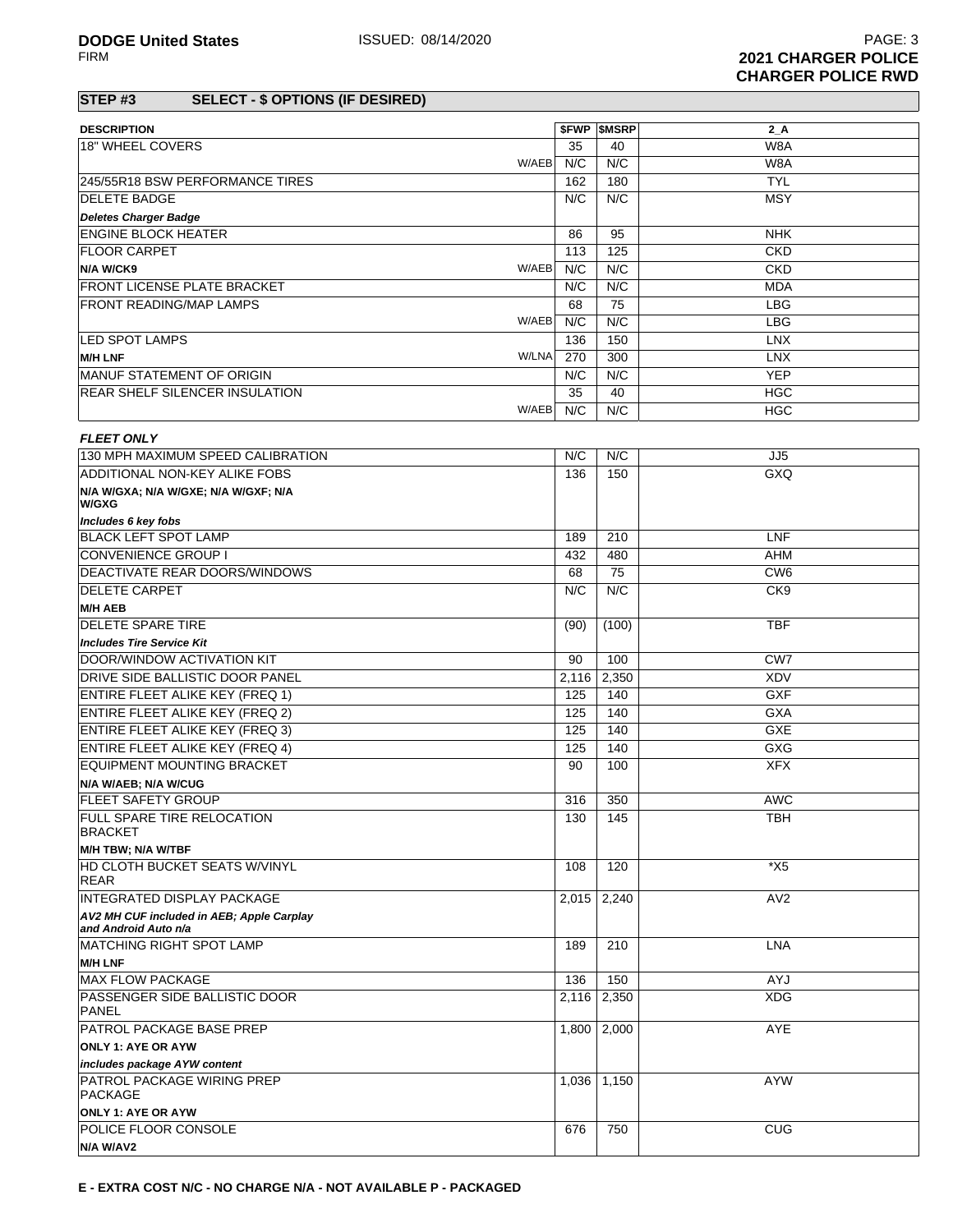## STEP #3 SELECT - $ OPTIONS (IF DESIRED)

| DESCRIPTION | | $FWP | $MSRP | 2_A |
|---|---|---|---|---|
| 18" WHEEL COVERS | | 35 | 40 | W8A |
| | W/AEB | N/C | N/C | W8A |
| 245/55R18 BSW PERFORMANCE TIRES | | 162 | 180 | TYL |
| DELETE BADGE | | N/C | N/C | MSY |
| ***Deletes Charger Badge*** | | | | |
| ENGINE BLOCK HEATER | | 86 | 95 | NHK |
| FLOOR CARPET | | 113 | 125 | CKD |
| **N/A W/CK9** | W/AEB | N/C | N/C | CKD |
| FRONT LICENSE PLATE BRACKET | | N/C | N/C | MDA |
| FRONT READING/MAP LAMPS | | 68 | 75 | LBG |
| | W/AEB | N/C | N/C | LBG |
| LED SPOT LAMPS | | 136 | 150 | LNX |
| **M/H LNF** | W/LNA | 270 | 300 | LNX |
| MANUF STATEMENT OF ORIGIN | | N/C | N/C | YEP |
| REAR SHELF SILENCER INSULATION | | 35 | 40 | HGC |
| | W/AEB | N/C | N/C | HGC |

***FLEET ONLY***

| DESCRIPTION | $FWP | $MSRP | 2_A |
|---|---|---|---|
| 130 MPH MAXIMUM SPEED CALIBRATION | N/C | N/C | JJ5 |
| ADDITIONAL NON-KEY ALIKE FOBS | 136 | 150 | GXQ |
| **N/A W/GXA; N/A W/GXE; N/A W/GXF; N/A W/GXG** | | | |
| ***Includes 6 key fobs*** | | | |
| BLACK LEFT SPOT LAMP | 189 | 210 | LNF |
| CONVENIENCE GROUP I | 432 | 480 | AHM |
| DEACTIVATE REAR DOORS/WINDOWS | 68 | 75 | CW6 |
| DELETE CARPET | N/C | N/C | CK9 |
| **M/H AEB** | | | |
| DELETE SPARE TIRE | (90) | (100) | TBF |
| ***Includes Tire Service Kit*** | | | |
| DOOR/WINDOW ACTIVATION KIT | 90 | 100 | CW7 |
| DRIVE SIDE BALLISTIC DOOR PANEL | 2,116 | 2,350 | XDV |
| ENTIRE FLEET ALIKE KEY (FREQ 1) | 125 | 140 | GXF |
| ENTIRE FLEET ALIKE KEY (FREQ 2) | 125 | 140 | GXA |
| ENTIRE FLEET ALIKE KEY (FREQ 3) | 125 | 140 | GXE |
| ENTIRE FLEET ALIKE KEY (FREQ 4) | 125 | 140 | GXG |
| EQUIPMENT MOUNTING BRACKET | 90 | 100 | XFX |
| **N/A W/AEB; N/A W/CUG** | | | |
| FLEET SAFETY GROUP | 316 | 350 | AWC |
| FULL SPARE TIRE RELOCATION BRACKET | 130 | 145 | TBH |
| **M/H TBW; N/A W/TBF** | | | |
| HD CLOTH BUCKET SEATS W/VINYL REAR | 108 | 120 | *X5 |
| INTEGRATED DISPLAY PACKAGE | 2,015 | 2,240 | AV2 |
| ***AV2 MH CUF included in AEB; Apple Carplay and Android Auto n/a*** | | | |
| MATCHING RIGHT SPOT LAMP | 189 | 210 | LNA |
| **M/H LNF** | | | |
| MAX FLOW PACKAGE | 136 | 150 | AYJ |
| PASSENGER SIDE BALLISTIC DOOR PANEL | 2,116 | 2,350 | XDG |
| PATROL PACKAGE BASE PREP | 1,800 | 2,000 | AYE |
| **ONLY 1: AYE OR AYW** | | | |
| ***includes package AYW content*** | | | |
| PATROL PACKAGE WIRING PREP PACKAGE | 1,036 | 1,150 | AYW |
| **ONLY 1: AYE OR AYW** | | | |
| POLICE FLOOR CONSOLE | 676 | 750 | CUG |
| **N/A W/AV2** | | | |

**E - EXTRA COST N/C - NO CHARGE N/A - NOT AVAILABLE P - PACKAGED**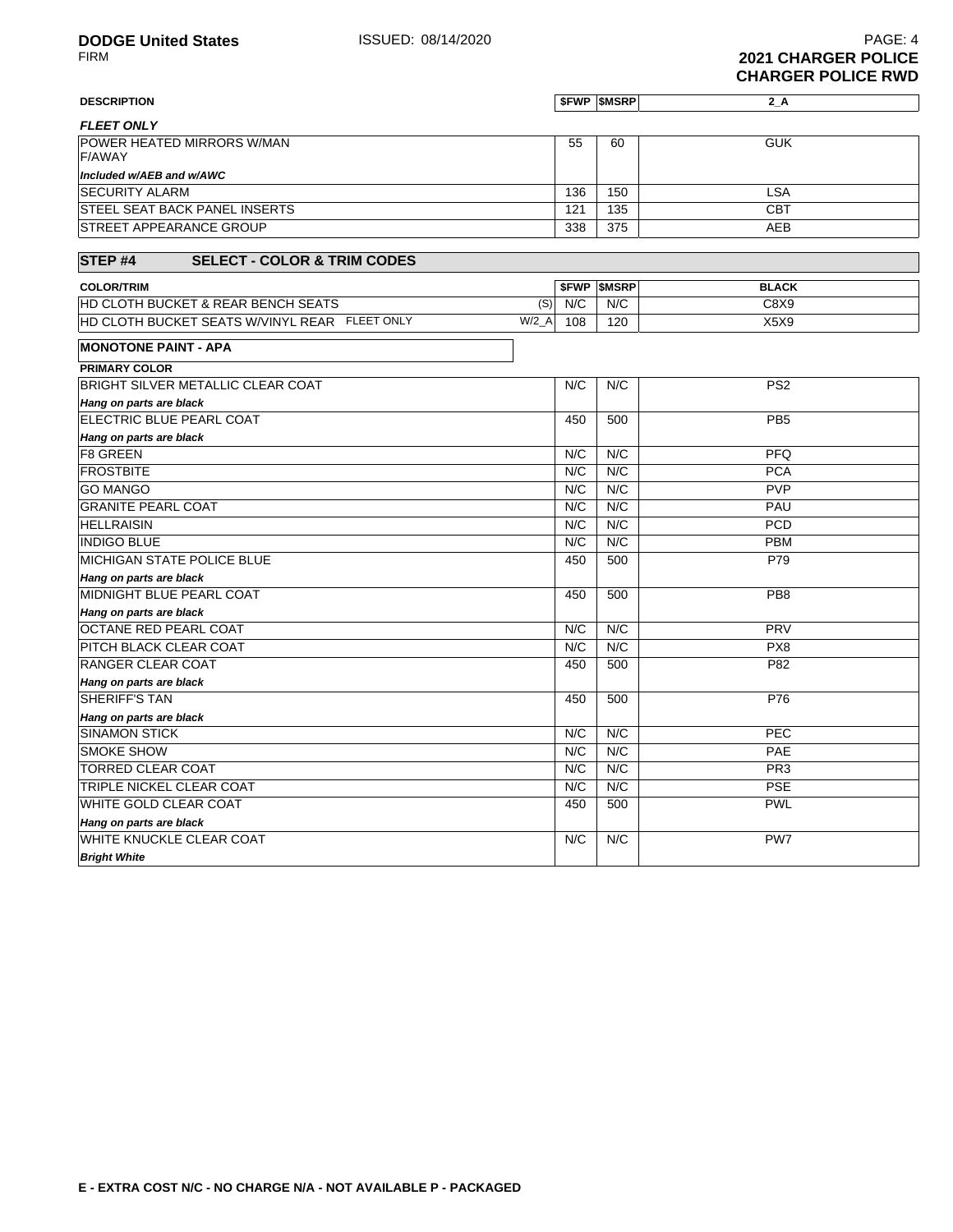| DESCRIPTION | $FWP | $MSRP | 2_A |
|---|---|---|---|
| ***FLEET ONLY*** | | | |
| POWER HEATED MIRRORS W/MAN F/AWAY | 55 | 60 | GUK |
| ***Included w/AEB and w/AWC*** | | | |
| SECURITY ALARM | 136 | 150 | LSA |
| STEEL SEAT BACK PANEL INSERTS | 121 | 135 | CBT |
| STREET APPEARANCE GROUP | 338 | 375 | AEB |

## STEP #4 SELECT - COLOR & TRIM CODES

| COLOR/TRIM | | $FWP | $MSRP | BLACK |
|---|---|---|---|---|
| HD CLOTH BUCKET & REAR BENCH SEATS | (S) | N/C | N/C | C8X9 |
| HD CLOTH BUCKET SEATS W/VINYL REAR FLEET ONLY | W/2_A | 108 | 120 | X5X9 |

**MONOTONE PAINT - APA**

| PRIMARY COLOR | $FWP | $MSRP | BLACK |
|---|---|---|---|
| BRIGHT SILVER METALLIC CLEAR COAT | N/C | N/C | PS2 |
| ***Hang on parts are black*** | | | |
| ELECTRIC BLUE PEARL COAT | 450 | 500 | PB5 |
| ***Hang on parts are black*** | | | |
| F8 GREEN | N/C | N/C | PFQ |
| FROSTBITE | N/C | N/C | PCA |
| GO MANGO | N/C | N/C | PVP |
| GRANITE PEARL COAT | N/C | N/C | PAU |
| HELLRAISIN | N/C | N/C | PCD |
| INDIGO BLUE | N/C | N/C | PBM |
| MICHIGAN STATE POLICE BLUE | 450 | 500 | P79 |
| ***Hang on parts are black*** | | | |
| MIDNIGHT BLUE PEARL COAT | 450 | 500 | PB8 |
| ***Hang on parts are black*** | | | |
| OCTANE RED PEARL COAT | N/C | N/C | PRV |
| PITCH BLACK CLEAR COAT | N/C | N/C | PX8 |
| RANGER CLEAR COAT | 450 | 500 | P82 |
| ***Hang on parts are black*** | | | |
| SHERIFF'S TAN | 450 | 500 | P76 |
| ***Hang on parts are black*** | | | |
| SINAMON STICK | N/C | N/C | PEC |
| SMOKE SHOW | N/C | N/C | PAE |
| TORRED CLEAR COAT | N/C | N/C | PR3 |
| TRIPLE NICKEL CLEAR COAT | N/C | N/C | PSE |
| WHITE GOLD CLEAR COAT | 450 | 500 | PWL |
| ***Hang on parts are black*** | | | |
| WHITE KNUCKLE CLEAR COAT | N/C | N/C | PW7 |
| ***Bright White*** | | | |

**E - EXTRA COST N/C - NO CHARGE N/A - NOT AVAILABLE P - PACKAGED**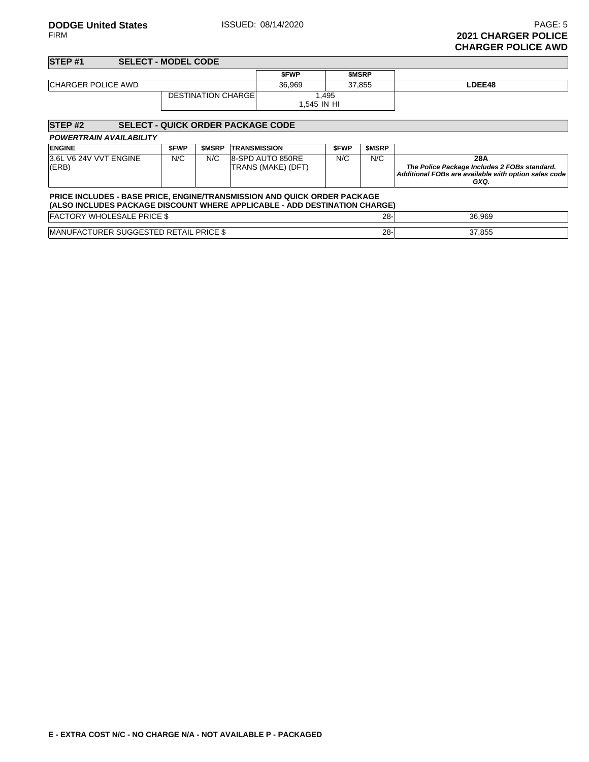## 2021 CHARGER POLICE
## CHARGER POLICE AWD

### STEP #1 SELECT - MODEL CODE

| | | $FWP | $MSRP | |
|---|---|---|---|---|
| CHARGER POLICE AWD | | 36,969 | 37,855 | **LDEE48** |
| | DESTINATION CHARGE | 1,495<br>1,545 IN HI | | |

### STEP #2 SELECT - QUICK ORDER PACKAGE CODE

***POWERTRAIN AVAILABILITY***

| ENGINE | $FWP | $MSRP | TRANSMISSION | $FWP | $MSRP | |
|---|---|---|---|---|---|---|
| 3.6L V6 24V VVT ENGINE (ERB) | N/C | N/C | 8-SPD AUTO 850RE TRANS (MAKE) (DFT) | N/C | N/C | **28A**<br>***The Police Package Includes 2 FOBs standard. Additional FOBs are available with option sales code GXQ.*** |

**PRICE INCLUDES - BASE PRICE, ENGINE/TRANSMISSION AND QUICK ORDER PACKAGE**
**(ALSO INCLUDES PACKAGE DISCOUNT WHERE APPLICABLE - ADD DESTINATION CHARGE)**

| | | |
|---|---|---|
| FACTORY WHOLESALE PRICE $ | 28- | 36,969 |
| MANUFACTURER SUGGESTED RETAIL PRICE $ | 28- | 37,855 |

**E - EXTRA COST N/C - NO CHARGE N/A - NOT AVAILABLE P - PACKAGED**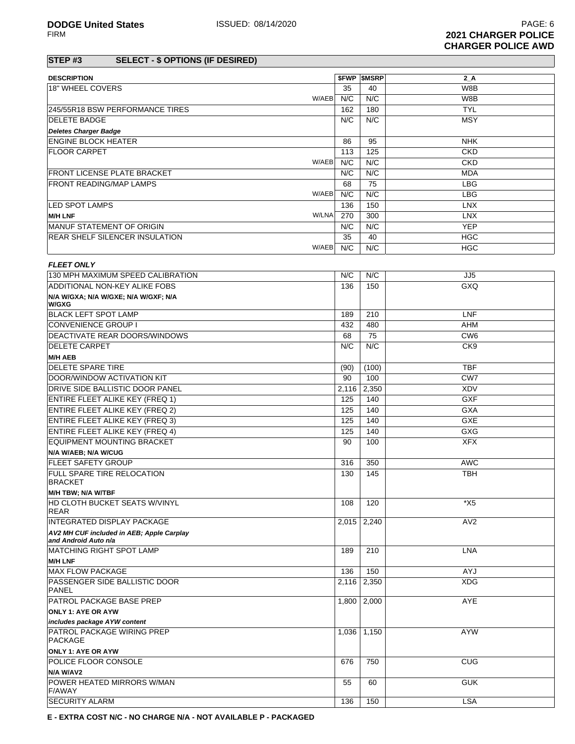## STEP #3 SELECT - $ OPTIONS (IF DESIRED)

| DESCRIPTION | | $FWP | $MSRP | 2_A |
|---|---|---|---|---|
| 18" WHEEL COVERS | | 35 | 40 | W8B |
| | W/AEB | N/C | N/C | W8B |
| 245/55R18 BSW PERFORMANCE TIRES | | 162 | 180 | TYL |
| DELETE BADGE | | N/C | N/C | MSY |
| ***Deletes Charger Badge*** | | | | |
| ENGINE BLOCK HEATER | | 86 | 95 | NHK |
| FLOOR CARPET | | 113 | 125 | CKD |
| | W/AEB | N/C | N/C | CKD |
| FRONT LICENSE PLATE BRACKET | | N/C | N/C | MDA |
| FRONT READING/MAP LAMPS | | 68 | 75 | LBG |
| | W/AEB | N/C | N/C | LBG |
| LED SPOT LAMPS | | 136 | 150 | LNX |
| **M/H LNF** | W/LNA | 270 | 300 | LNX |
| MANUF STATEMENT OF ORIGIN | | N/C | N/C | YEP |
| REAR SHELF SILENCER INSULATION | | 35 | 40 | HGC |
| | W/AEB | N/C | N/C | HGC |

***FLEET ONLY***

| DESCRIPTION | $FWP | $MSRP | 2_A |
|---|---|---|---|
| 130 MPH MAXIMUM SPEED CALIBRATION | N/C | N/C | JJ5 |
| ADDITIONAL NON-KEY ALIKE FOBS | 136 | 150 | GXQ |
| **N/A W/GXA; N/A W/GXE; N/A W/GXF; N/A W/GXG** | | | |
| BLACK LEFT SPOT LAMP | 189 | 210 | LNF |
| CONVENIENCE GROUP I | 432 | 480 | AHM |
| DEACTIVATE REAR DOORS/WINDOWS | 68 | 75 | CW6 |
| DELETE CARPET | N/C | N/C | CK9 |
| **M/H AEB** | | | |
| DELETE SPARE TIRE | (90) | (100) | TBF |
| DOOR/WINDOW ACTIVATION KIT | 90 | 100 | CW7 |
| DRIVE SIDE BALLISTIC DOOR PANEL | 2,116 | 2,350 | XDV |
| ENTIRE FLEET ALIKE KEY (FREQ 1) | 125 | 140 | GXF |
| ENTIRE FLEET ALIKE KEY (FREQ 2) | 125 | 140 | GXA |
| ENTIRE FLEET ALIKE KEY (FREQ 3) | 125 | 140 | GXE |
| ENTIRE FLEET ALIKE KEY (FREQ 4) | 125 | 140 | GXG |
| EQUIPMENT MOUNTING BRACKET | 90 | 100 | XFX |
| **N/A W/AEB; N/A W/CUG** | | | |
| FLEET SAFETY GROUP | 316 | 350 | AWC |
| FULL SPARE TIRE RELOCATION BRACKET | 130 | 145 | TBH |
| **M/H TBW; N/A W/TBF** | | | |
| HD CLOTH BUCKET SEATS W/VINYL REAR | 108 | 120 | *X5 |
| INTEGRATED DISPLAY PACKAGE | 2,015 | 2,240 | AV2 |
| ***AV2 MH CUF included in AEB; Apple Carplay and Android Auto n/a*** | | | |
| MATCHING RIGHT SPOT LAMP | 189 | 210 | LNA |
| **M/H LNF** | | | |
| MAX FLOW PACKAGE | 136 | 150 | AYJ |
| PASSENGER SIDE BALLISTIC DOOR PANEL | 2,116 | 2,350 | XDG |
| PATROL PACKAGE BASE PREP | 1,800 | 2,000 | AYE |
| **ONLY 1: AYE OR AYW** | | | |
| ***includes package AYW content*** | | | |
| PATROL PACKAGE WIRING PREP PACKAGE | 1,036 | 1,150 | AYW |
| **ONLY 1: AYE OR AYW** | | | |
| POLICE FLOOR CONSOLE | 676 | 750 | CUG |
| **N/A W/AV2** | | | |
| POWER HEATED MIRRORS W/MAN F/AWAY | 55 | 60 | GUK |
| SECURITY ALARM | 136 | 150 | LSA |

**E - EXTRA COST N/C - NO CHARGE N/A - NOT AVAILABLE P - PACKAGED**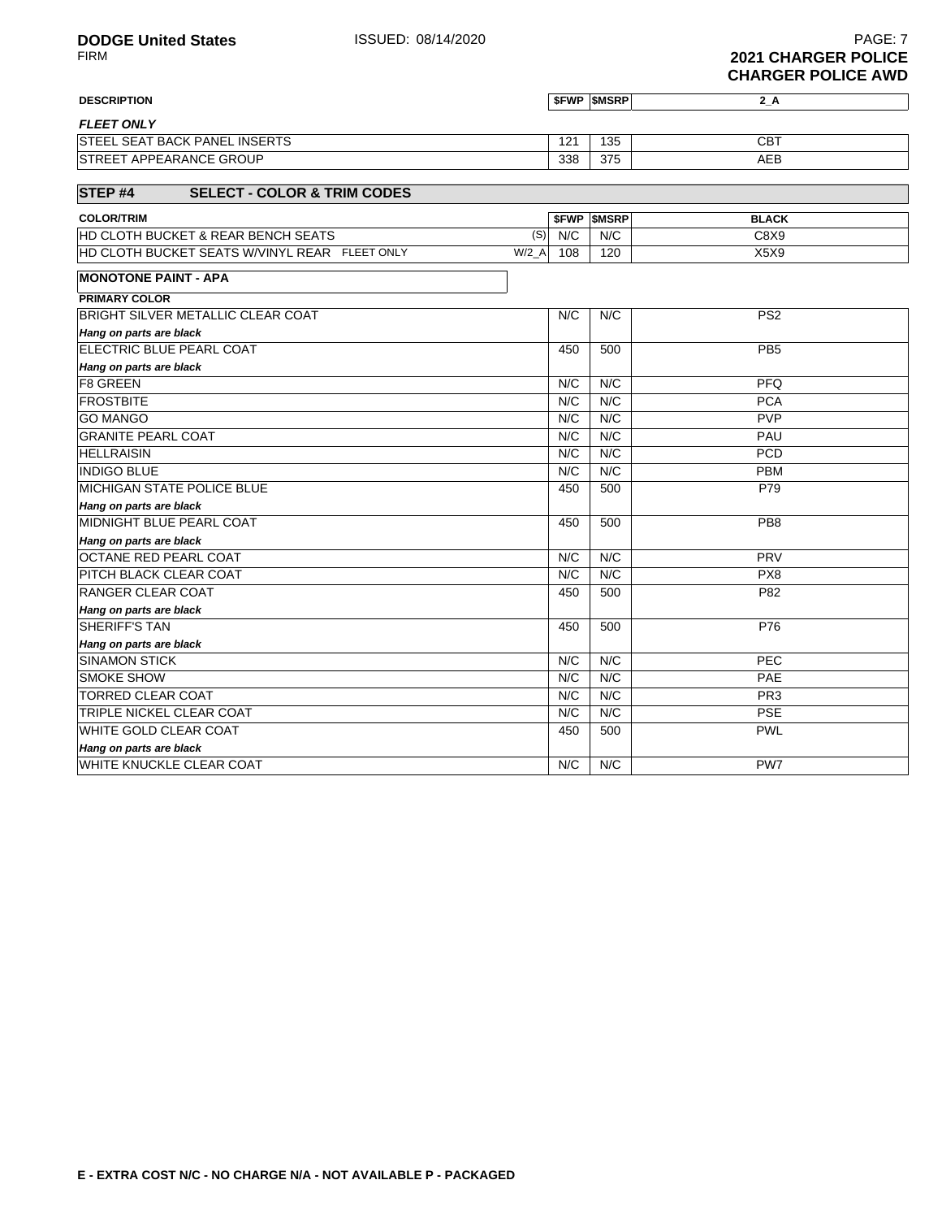| DESCRIPTION | $FWP | $MSRP | 2_A |
|---|---|---|---|
| ***FLEET ONLY*** | | | |
| STEEL SEAT BACK PANEL INSERTS | 121 | 135 | CBT |
| STREET APPEARANCE GROUP | 338 | 375 | AEB |

## STEP #4 SELECT - COLOR & TRIM CODES

| COLOR/TRIM | | $FWP | $MSRP | BLACK |
|---|---|---|---|---|
| HD CLOTH BUCKET & REAR BENCH SEATS | (S) | N/C | N/C | C8X9 |
| HD CLOTH BUCKET SEATS W/VINYL REAR FLEET ONLY | W/2_A | 108 | 120 | X5X9 |

**MONOTONE PAINT - APA**

| PRIMARY COLOR | $FWP | $MSRP | CODE |
|---|---|---|---|
| BRIGHT SILVER METALLIC CLEAR COAT | N/C | N/C | PS2 |
| ***Hang on parts are black*** | | | |
| ELECTRIC BLUE PEARL COAT | 450 | 500 | PB5 |
| ***Hang on parts are black*** | | | |
| F8 GREEN | N/C | N/C | PFQ |
| FROSTBITE | N/C | N/C | PCA |
| GO MANGO | N/C | N/C | PVP |
| GRANITE PEARL COAT | N/C | N/C | PAU |
| HELLRAISIN | N/C | N/C | PCD |
| INDIGO BLUE | N/C | N/C | PBM |
| MICHIGAN STATE POLICE BLUE | 450 | 500 | P79 |
| ***Hang on parts are black*** | | | |
| MIDNIGHT BLUE PEARL COAT | 450 | 500 | PB8 |
| ***Hang on parts are black*** | | | |
| OCTANE RED PEARL COAT | N/C | N/C | PRV |
| PITCH BLACK CLEAR COAT | N/C | N/C | PX8 |
| RANGER CLEAR COAT | 450 | 500 | P82 |
| ***Hang on parts are black*** | | | |
| SHERIFF'S TAN | 450 | 500 | P76 |
| ***Hang on parts are black*** | | | |
| SINAMON STICK | N/C | N/C | PEC |
| SMOKE SHOW | N/C | N/C | PAE |
| TORRED CLEAR COAT | N/C | N/C | PR3 |
| TRIPLE NICKEL CLEAR COAT | N/C | N/C | PSE |
| WHITE GOLD CLEAR COAT | 450 | 500 | PWL |
| ***Hang on parts are black*** | | | |
| WHITE KNUCKLE CLEAR COAT | N/C | N/C | PW7 |

**E - EXTRA COST N/C - NO CHARGE N/A - NOT AVAILABLE P - PACKAGED**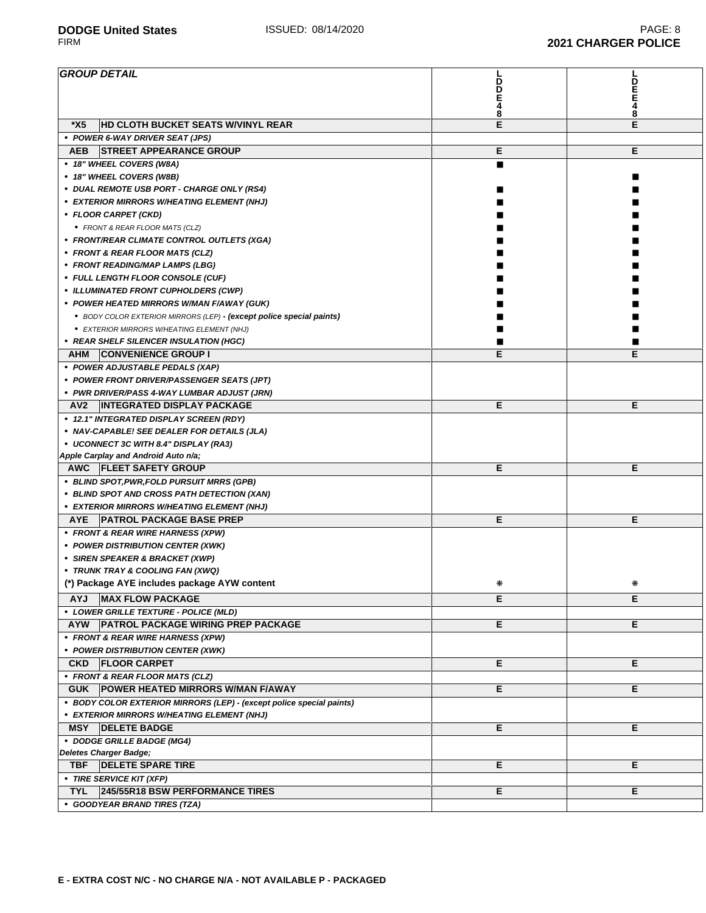| GROUP DETAIL | LDDE48 | LDEE48 |
|---|---|---|
| ***X5** **HD CLOTH BUCKET SEATS W/VINYL REAR** | **E** | **E** |
| • *POWER 6-WAY DRIVER SEAT (JPS)* | | |
| **AEB** **STREET APPEARANCE GROUP** | **E** | **E** |
| • *18" WHEEL COVERS (W8A)* | ■ | |
| • *18" WHEEL COVERS (W8B)* | | ■ |
| • *DUAL REMOTE USB PORT - CHARGE ONLY (RS4)* | ■ | ■ |
| • *EXTERIOR MIRRORS W/HEATING ELEMENT (NHJ)* | ■ | ■ |
| • *FLOOR CARPET (CKD)* | ■ | ■ |
| • *FRONT & REAR FLOOR MATS (CLZ)* | ■ | ■ |
| • *FRONT/REAR CLIMATE CONTROL OUTLETS (XGA)* | ■ | ■ |
| • *FRONT & REAR FLOOR MATS (CLZ)* | ■ | ■ |
| • *FRONT READING/MAP LAMPS (LBG)* | ■ | ■ |
| • *FULL LENGTH FLOOR CONSOLE (CUF)* | ■ | ■ |
| • *ILLUMINATED FRONT CUPHOLDERS (CWP)* | ■ | ■ |
| • *POWER HEATED MIRRORS W/MAN F/AWAY (GUK)* | ■ | ■ |
| • *BODY COLOR EXTERIOR MIRRORS (LEP)* - ***(except police special paints)*** | ■ | ■ |
| • *EXTERIOR MIRRORS W/HEATING ELEMENT (NHJ)* | ■ | ■ |
| • *REAR SHELF SILENCER INSULATION (HGC)* | ■ | ■ |
| **AHM** **CONVENIENCE GROUP I** | **E** | **E** |
| • *POWER ADJUSTABLE PEDALS (XAP)* | | |
| • *POWER FRONT DRIVER/PASSENGER SEATS (JPT)* | | |
| • *PWR DRIVER/PASS 4-WAY LUMBAR ADJUST (JRN)* | | |
| **AV2** **INTEGRATED DISPLAY PACKAGE** | **E** | **E** |
| • *12.1" INTEGRATED DISPLAY SCREEN (RDY)* | | |
| • *NAV-CAPABLE! SEE DEALER FOR DETAILS (JLA)* | | |
| • *UCONNECT 3C WITH 8.4" DISPLAY (RA3)* | | |
| ***Apple Carplay and Android Auto n/a;*** | | |
| **AWC** **FLEET SAFETY GROUP** | **E** | **E** |
| • *BLIND SPOT,PWR,FOLD PURSUIT MRRS (GPB)* | | |
| • *BLIND SPOT AND CROSS PATH DETECTION (XAN)* | | |
| • *EXTERIOR MIRRORS W/HEATING ELEMENT (NHJ)* | | |
| **AYE** **PATROL PACKAGE BASE PREP** | **E** | **E** |
| • *FRONT & REAR WIRE HARNESS (XPW)* | | |
| • *POWER DISTRIBUTION CENTER (XWK)* | | |
| • *SIREN SPEAKER & BRACKET (XWP)* | | |
| • *TRUNK TRAY & COOLING FAN (XWQ)* | | |
| **(*) Package AYE includes package AYW content** | * | * |
| **AYJ** **MAX FLOW PACKAGE** | **E** | **E** |
| • *LOWER GRILLE TEXTURE - POLICE (MLD)* | | |
| **AYW** **PATROL PACKAGE WIRING PREP PACKAGE** | **E** | **E** |
| • *FRONT & REAR WIRE HARNESS (XPW)* | | |
| • *POWER DISTRIBUTION CENTER (XWK)* | | |
| **CKD** **FLOOR CARPET** | **E** | **E** |
| • *FRONT & REAR FLOOR MATS (CLZ)* | | |
| **GUK** **POWER HEATED MIRRORS W/MAN F/AWAY** | **E** | **E** |
| • *BODY COLOR EXTERIOR MIRRORS (LEP) - (except police special paints)* | | |
| • *EXTERIOR MIRRORS W/HEATING ELEMENT (NHJ)* | | |
| **MSY** **DELETE BADGE** | **E** | **E** |
| • *DODGE GRILLE BADGE (MG4)* | | |
| ***Deletes Charger Badge;*** | | |
| **TBF** **DELETE SPARE TIRE** | **E** | **E** |
| • *TIRE SERVICE KIT (XFP)* | | |
| **TYL** **245/55R18 BSW PERFORMANCE TIRES** | **E** | **E** |
| • *GOODYEAR BRAND TIRES (TZA)* | | |

**E - EXTRA COST N/C - NO CHARGE N/A - NOT AVAILABLE P - PACKAGED**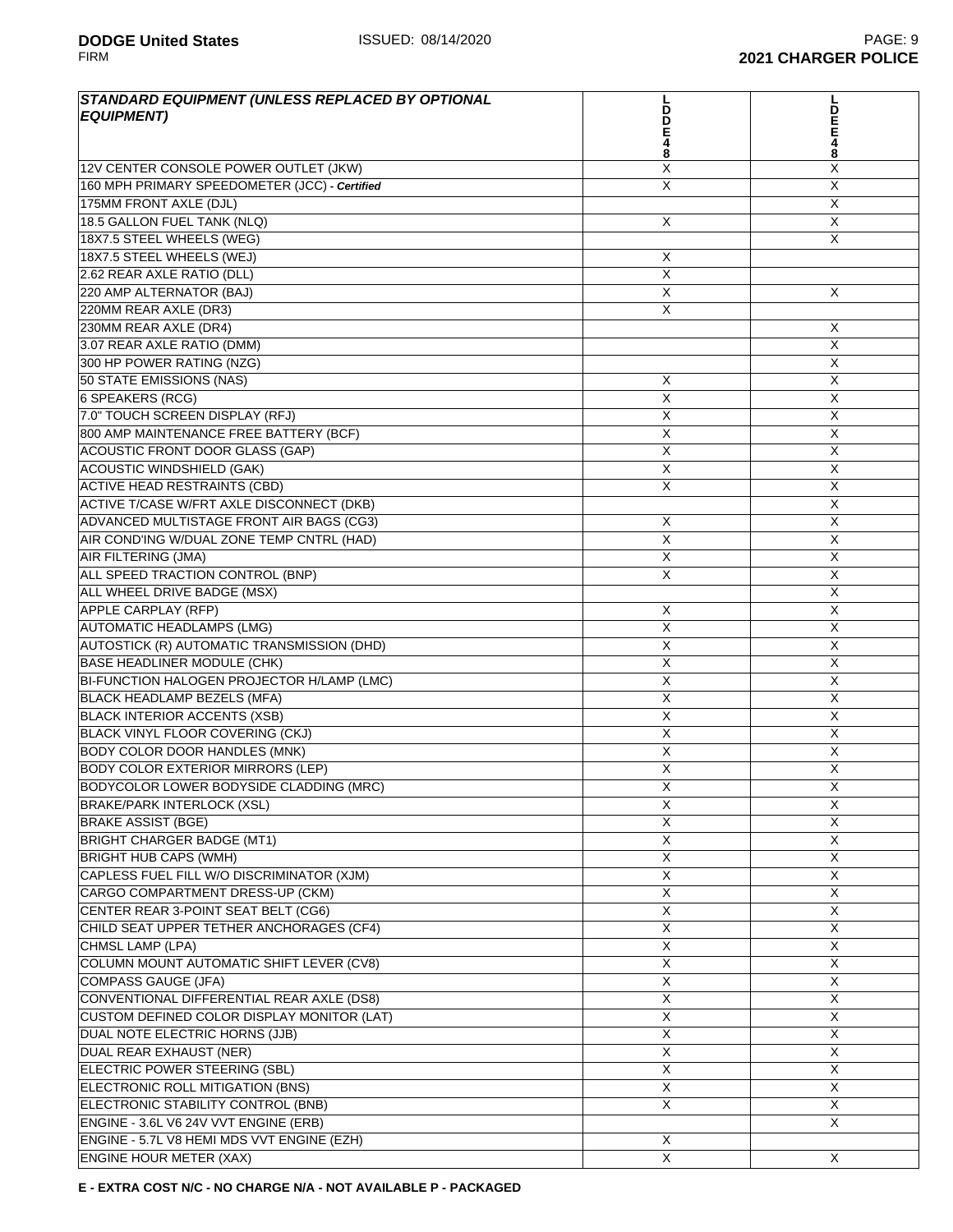| STANDARD EQUIPMENT (UNLESS REPLACED BY OPTIONAL EQUIPMENT) | LDDE48 | LDEE48 |
|---|---|---|
| 12V CENTER CONSOLE POWER OUTLET (JKW) | X | X |
| 160 MPH PRIMARY SPEEDOMETER (JCC) *- Certified* | X | X |
| 175MM FRONT AXLE (DJL) | | X |
| 18.5 GALLON FUEL TANK (NLQ) | X | X |
| 18X7.5 STEEL WHEELS (WEG) | | X |
| 18X7.5 STEEL WHEELS (WEJ) | X | |
| 2.62 REAR AXLE RATIO (DLL) | X | |
| 220 AMP ALTERNATOR (BAJ) | X | X |
| 220MM REAR AXLE (DR3) | X | |
| 230MM REAR AXLE (DR4) | | X |
| 3.07 REAR AXLE RATIO (DMM) | | X |
| 300 HP POWER RATING (NZG) | | X |
| 50 STATE EMISSIONS (NAS) | X | X |
| 6 SPEAKERS (RCG) | X | X |
| 7.0" TOUCH SCREEN DISPLAY (RFJ) | X | X |
| 800 AMP MAINTENANCE FREE BATTERY (BCF) | X | X |
| ACOUSTIC FRONT DOOR GLASS (GAP) | X | X |
| ACOUSTIC WINDSHIELD (GAK) | X | X |
| ACTIVE HEAD RESTRAINTS (CBD) | X | X |
| ACTIVE T/CASE W/FRT AXLE DISCONNECT (DKB) | | X |
| ADVANCED MULTISTAGE FRONT AIR BAGS (CG3) | X | X |
| AIR COND'ING W/DUAL ZONE TEMP CNTRL (HAD) | X | X |
| AIR FILTERING (JMA) | X | X |
| ALL SPEED TRACTION CONTROL (BNP) | X | X |
| ALL WHEEL DRIVE BADGE (MSX) | | X |
| APPLE CARPLAY (RFP) | X | X |
| AUTOMATIC HEADLAMPS (LMG) | X | X |
| AUTOSTICK (R) AUTOMATIC TRANSMISSION (DHD) | X | X |
| BASE HEADLINER MODULE (CHK) | X | X |
| BI-FUNCTION HALOGEN PROJECTOR H/LAMP (LMC) | X | X |
| BLACK HEADLAMP BEZELS (MFA) | X | X |
| BLACK INTERIOR ACCENTS (XSB) | X | X |
| BLACK VINYL FLOOR COVERING (CKJ) | X | X |
| BODY COLOR DOOR HANDLES (MNK) | X | X |
| BODY COLOR EXTERIOR MIRRORS (LEP) | X | X |
| BODYCOLOR LOWER BODYSIDE CLADDING (MRC) | X | X |
| BRAKE/PARK INTERLOCK (XSL) | X | X |
| BRAKE ASSIST (BGE) | X | X |
| BRIGHT CHARGER BADGE (MT1) | X | X |
| BRIGHT HUB CAPS (WMH) | X | X |
| CAPLESS FUEL FILL W/O DISCRIMINATOR (XJM) | X | X |
| CARGO COMPARTMENT DRESS-UP (CKM) | X | X |
| CENTER REAR 3-POINT SEAT BELT (CG6) | X | X |
| CHILD SEAT UPPER TETHER ANCHORAGES (CF4) | X | X |
| CHMSL LAMP (LPA) | X | X |
| COLUMN MOUNT AUTOMATIC SHIFT LEVER (CV8) | X | X |
| COMPASS GAUGE (JFA) | X | X |
| CONVENTIONAL DIFFERENTIAL REAR AXLE (DS8) | X | X |
| CUSTOM DEFINED COLOR DISPLAY MONITOR (LAT) | X | X |
| DUAL NOTE ELECTRIC HORNS (JJB) | X | X |
| DUAL REAR EXHAUST (NER) | X | X |
| ELECTRIC POWER STEERING (SBL) | X | X |
| ELECTRONIC ROLL MITIGATION (BNS) | X | X |
| ELECTRONIC STABILITY CONTROL (BNB) | X | X |
| ENGINE - 3.6L V6 24V VVT ENGINE (ERB) | | X |
| ENGINE - 5.7L V8 HEMI MDS VVT ENGINE (EZH) | X | |
| ENGINE HOUR METER (XAX) | X | X |

**E - EXTRA COST N/C - NO CHARGE N/A - NOT AVAILABLE P - PACKAGED**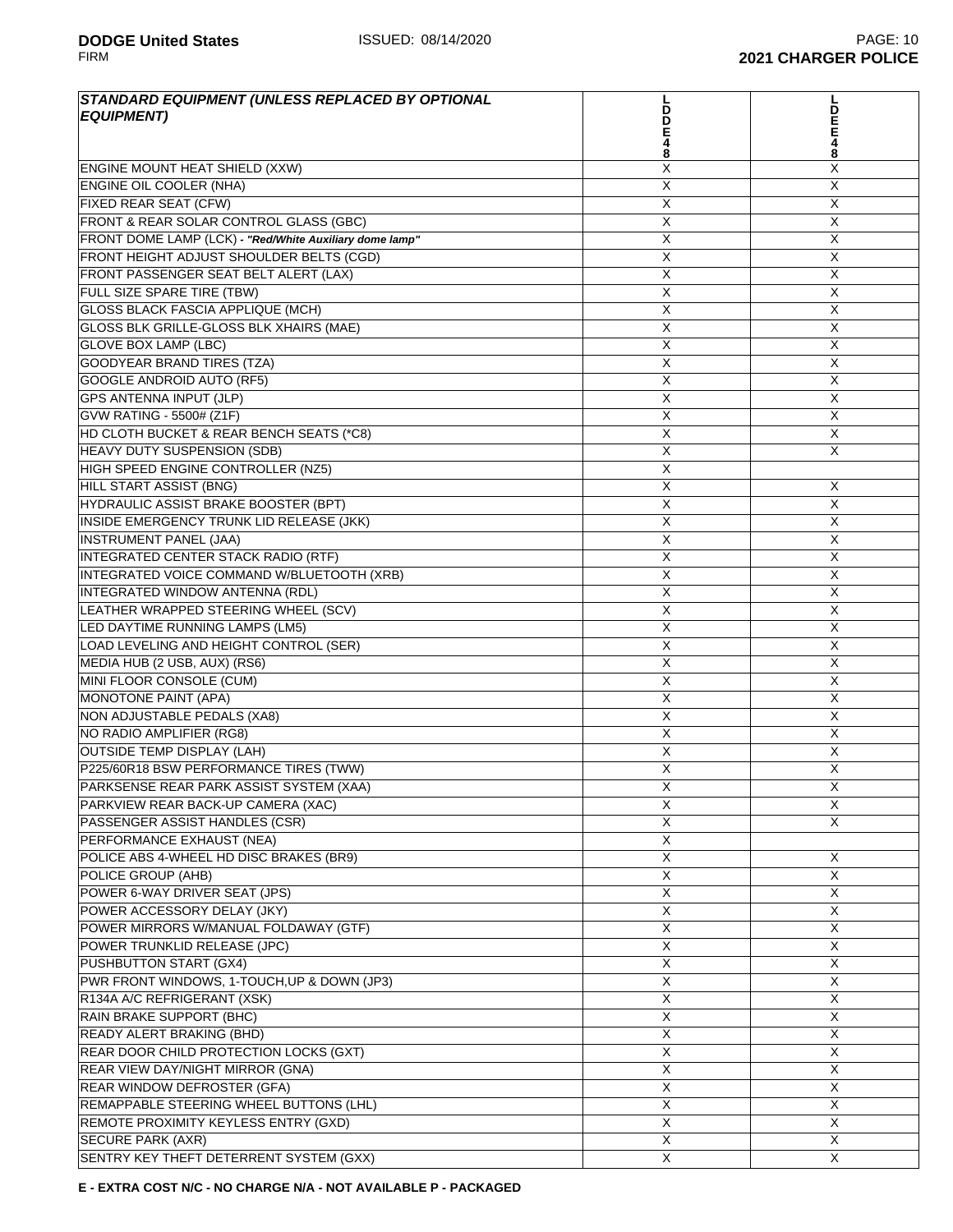| STANDARD EQUIPMENT (UNLESS REPLACED BY OPTIONAL EQUIPMENT) | LDDE48 | LDEE48 |
|---|---|---|
| ENGINE MOUNT HEAT SHIELD (XXW) | X | X |
| ENGINE OIL COOLER (NHA) | X | X |
| FIXED REAR SEAT (CFW) | X | X |
| FRONT & REAR SOLAR CONTROL GLASS (GBC) | X | X |
| FRONT DOME LAMP (LCK) - *"Red/White Auxiliary dome lamp"* | X | X |
| FRONT HEIGHT ADJUST SHOULDER BELTS (CGD) | X | X |
| FRONT PASSENGER SEAT BELT ALERT (LAX) | X | X |
| FULL SIZE SPARE TIRE (TBW) | X | X |
| GLOSS BLACK FASCIA APPLIQUE (MCH) | X | X |
| GLOSS BLK GRILLE-GLOSS BLK XHAIRS (MAE) | X | X |
| GLOVE BOX LAMP (LBC) | X | X |
| GOODYEAR BRAND TIRES (TZA) | X | X |
| GOOGLE ANDROID AUTO (RF5) | X | X |
| GPS ANTENNA INPUT (JLP) | X | X |
| GVW RATING - 5500# (Z1F) | X | X |
| HD CLOTH BUCKET & REAR BENCH SEATS (*C8) | X | X |
| HEAVY DUTY SUSPENSION (SDB) | X | X |
| HIGH SPEED ENGINE CONTROLLER (NZ5) | X | |
| HILL START ASSIST (BNG) | X | X |
| HYDRAULIC ASSIST BRAKE BOOSTER (BPT) | X | X |
| INSIDE EMERGENCY TRUNK LID RELEASE (JKK) | X | X |
| INSTRUMENT PANEL (JAA) | X | X |
| INTEGRATED CENTER STACK RADIO (RTF) | X | X |
| INTEGRATED VOICE COMMAND W/BLUETOOTH (XRB) | X | X |
| INTEGRATED WINDOW ANTENNA (RDL) | X | X |
| LEATHER WRAPPED STEERING WHEEL (SCV) | X | X |
| LED DAYTIME RUNNING LAMPS (LM5) | X | X |
| LOAD LEVELING AND HEIGHT CONTROL (SER) | X | X |
| MEDIA HUB (2 USB, AUX) (RS6) | X | X |
| MINI FLOOR CONSOLE (CUM) | X | X |
| MONOTONE PAINT (APA) | X | X |
| NON ADJUSTABLE PEDALS (XA8) | X | X |
| NO RADIO AMPLIFIER (RG8) | X | X |
| OUTSIDE TEMP DISPLAY (LAH) | X | X |
| P225/60R18 BSW PERFORMANCE TIRES (TWW) | X | X |
| PARKSENSE REAR PARK ASSIST SYSTEM (XAA) | X | X |
| PARKVIEW REAR BACK-UP CAMERA (XAC) | X | X |
| PASSENGER ASSIST HANDLES (CSR) | X | X |
| PERFORMANCE EXHAUST (NEA) | X | |
| POLICE ABS 4-WHEEL HD DISC BRAKES (BR9) | X | X |
| POLICE GROUP (AHB) | X | X |
| POWER 6-WAY DRIVER SEAT (JPS) | X | X |
| POWER ACCESSORY DELAY (JKY) | X | X |
| POWER MIRRORS W/MANUAL FOLDAWAY (GTF) | X | X |
| POWER TRUNKLID RELEASE (JPC) | X | X |
| PUSHBUTTON START (GX4) | X | X |
| PWR FRONT WINDOWS, 1-TOUCH,UP & DOWN (JP3) | X | X |
| R134A A/C REFRIGERANT (XSK) | X | X |
| RAIN BRAKE SUPPORT (BHC) | X | X |
| READY ALERT BRAKING (BHD) | X | X |
| REAR DOOR CHILD PROTECTION LOCKS (GXT) | X | X |
| REAR VIEW DAY/NIGHT MIRROR (GNA) | X | X |
| REAR WINDOW DEFROSTER (GFA) | X | X |
| REMAPPABLE STEERING WHEEL BUTTONS (LHL) | X | X |
| REMOTE PROXIMITY KEYLESS ENTRY (GXD) | X | X |
| SECURE PARK (AXR) | X | X |
| SENTRY KEY THEFT DETERRENT SYSTEM (GXX) | X | X |

**E - EXTRA COST N/C - NO CHARGE N/A - NOT AVAILABLE P - PACKAGED**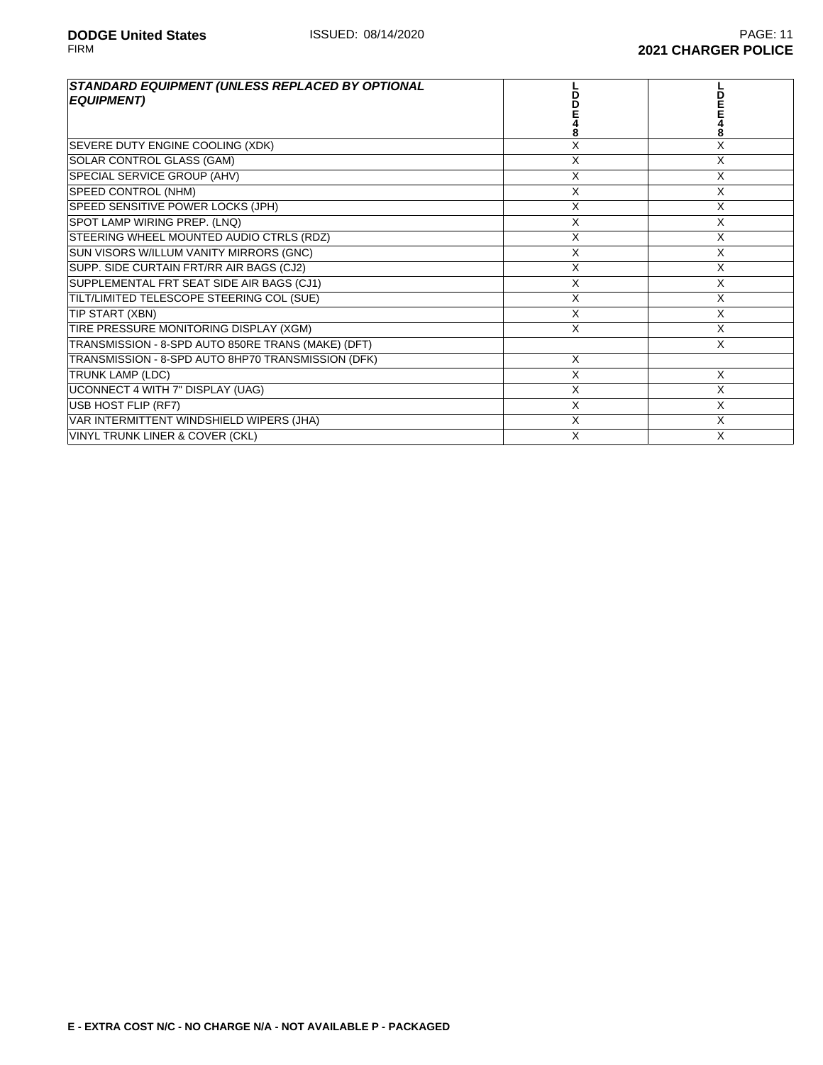| STANDARD EQUIPMENT (UNLESS REPLACED BY OPTIONAL EQUIPMENT) | LDDE48 | LDEE48 |
|---|---|---|
| SEVERE DUTY ENGINE COOLING (XDK) | X | X |
| SOLAR CONTROL GLASS (GAM) | X | X |
| SPECIAL SERVICE GROUP (AHV) | X | X |
| SPEED CONTROL (NHM) | X | X |
| SPEED SENSITIVE POWER LOCKS (JPH) | X | X |
| SPOT LAMP WIRING PREP. (LNQ) | X | X |
| STEERING WHEEL MOUNTED AUDIO CTRLS (RDZ) | X | X |
| SUN VISORS W/ILLUM VANITY MIRRORS (GNC) | X | X |
| SUPP. SIDE CURTAIN FRT/RR AIR BAGS (CJ2) | X | X |
| SUPPLEMENTAL FRT SEAT SIDE AIR BAGS (CJ1) | X | X |
| TILT/LIMITED TELESCOPE STEERING COL (SUE) | X | X |
| TIP START (XBN) | X | X |
| TIRE PRESSURE MONITORING DISPLAY (XGM) | X | X |
| TRANSMISSION - 8-SPD AUTO 850RE TRANS (MAKE) (DFT) | | X |
| TRANSMISSION - 8-SPD AUTO 8HP70 TRANSMISSION (DFK) | X | |
| TRUNK LAMP (LDC) | X | X |
| UCONNECT 4 WITH 7" DISPLAY (UAG) | X | X |
| USB HOST FLIP (RF7) | X | X |
| VAR INTERMITTENT WINDSHIELD WIPERS (JHA) | X | X |
| VINYL TRUNK LINER & COVER (CKL) | X | X |

**E - EXTRA COST N/C - NO CHARGE N/A - NOT AVAILABLE P - PACKAGED**